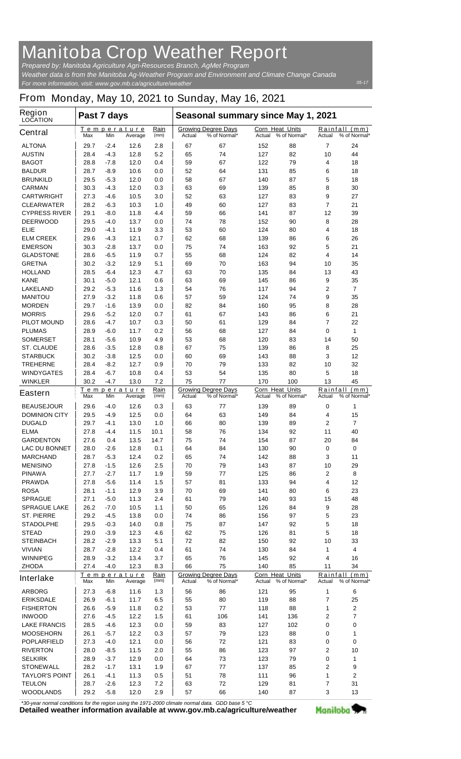# Manitoba Crop Weather Report

*Prepared by: Manitoba Agriculture Agri-Resources Branch, AgMet Program*
*Weather data is from the Manitoba Ag-Weather Program and Environment and Climate Change Canada*
*For more information, visit: www.gov.mb.ca/agriculture/weather*

05-17

## From Monday, May 10, 2021 to Sunday, May 16, 2021

| Region LOCATION | Past 7 days | | | | Seasonal summary since May 1, 2021 | | | | | |
|---|---|---|---|---|---|---|---|---|---|---|
| **Central** | Temperature Max | Min | Average | Rain (mm) | Growing Degree Days Actual | % of Normal* | Corn Heat Units Actual | % of Normal* | Rainfall (mm) Actual | % of Normal* |
| ALTONA | 29.7 | -2.4 | 12.6 | 2.8 | 67 | 67 | 152 | 88 | 7 | 24 |
| AUSTIN | 28.4 | -4.3 | 12.8 | 5.2 | 65 | 74 | 127 | 82 | 10 | 44 |
| BAGOT | 28.8 | -7.8 | 12.0 | 0.4 | 59 | 67 | 122 | 79 | 4 | 18 |
| BALDUR | 28.7 | -8.9 | 10.6 | 0.0 | 52 | 64 | 131 | 85 | 6 | 18 |
| BRUNKILD | 29.5 | -5.3 | 12.0 | 0.0 | 58 | 67 | 140 | 87 | 5 | 18 |
| CARMAN | 30.3 | -4.3 | 12.0 | 0.3 | 63 | 69 | 139 | 85 | 8 | 30 |
| CARTWRIGHT | 27.3 | -4.6 | 10.5 | 3.0 | 52 | 63 | 127 | 83 | 9 | 27 |
| CLEARWATER | 28.2 | -6.3 | 10.3 | 1.0 | 49 | 60 | 127 | 83 | 7 | 21 |
| CYPRESS RIVER | 29.1 | -8.0 | 11.8 | 4.4 | 59 | 66 | 141 | 87 | 12 | 39 |
| DEERWOOD | 29.5 | -4.0 | 13.7 | 0.0 | 74 | 78 | 152 | 90 | 8 | 28 |
| ELIE | 29.0 | -4.1 | 11.9 | 3.3 | 53 | 60 | 124 | 80 | 4 | 18 |
| ELM CREEK | 29.6 | -4.3 | 12.1 | 0.7 | 62 | 68 | 139 | 86 | 6 | 26 |
| EMERSON | 30.3 | -2.8 | 13.7 | 0.0 | 75 | 74 | 163 | 92 | 5 | 21 |
| GLADSTONE | 28.6 | -6.5 | 11.9 | 0.7 | 55 | 68 | 124 | 82 | 4 | 14 |
| GRETNA | 30.2 | -3.2 | 12.9 | 5.1 | 69 | 70 | 163 | 94 | 10 | 35 |
| HOLLAND | 28.5 | -6.4 | 12.3 | 4.7 | 63 | 70 | 135 | 84 | 13 | 43 |
| KANE | 30.1 | -5.0 | 12.1 | 0.6 | 63 | 69 | 145 | 86 | 9 | 35 |
| LAKELAND | 29.2 | -5.3 | 11.6 | 1.3 | 54 | 76 | 117 | 94 | 2 | 7 |
| MANITOU | 27.9 | -3.2 | 11.8 | 0.6 | 57 | 59 | 124 | 74 | 9 | 35 |
| MORDEN | 29.7 | -1.6 | 13.9 | 0.0 | 82 | 84 | 160 | 95 | 8 | 28 |
| MORRIS | 29.6 | -5.2 | 12.0 | 0.7 | 61 | 67 | 143 | 86 | 6 | 21 |
| PILOT MOUND | 28.6 | -4.7 | 10.7 | 0.3 | 50 | 61 | 129 | 84 | 7 | 22 |
| PLUMAS | 28.9 | -6.0 | 11.7 | 0.2 | 56 | 68 | 127 | 84 | 0 | 1 |
| SOMERSET | 28.1 | -5.6 | 10.9 | 4.9 | 53 | 68 | 120 | 83 | 14 | 50 |
| ST. CLAUDE | 28.6 | -3.5 | 12.8 | 0.8 | 67 | 75 | 139 | 86 | 8 | 25 |
| STARBUCK | 30.2 | -3.8 | 12.5 | 0.0 | 60 | 69 | 143 | 88 | 3 | 12 |
| TREHERNE | 28.4 | -8.2 | 12.7 | 0.9 | 70 | 79 | 133 | 82 | 10 | 32 |
| WINDYGATES | 28.4 | -6.7 | 10.8 | 0.4 | 53 | 54 | 135 | 80 | 5 | 18 |
| WINKLER | 30.2 | -4.7 | 13.0 | 7.2 | 75 | 77 | 170 | 100 | 13 | 45 |
| **Eastern** | Temperature Max | Min | Average | Rain (mm) | Growing Degree Days Actual | % of Normal* | Corn Heat Units Actual | % of Normal* | Rainfall (mm) Actual | % of Normal* |
| BEAUSEJOUR | 29.6 | -4.0 | 12.6 | 0.3 | 63 | 77 | 139 | 89 | 0 | 1 |
| DOMINION CITY | 29.5 | -4.9 | 12.5 | 0.0 | 64 | 63 | 149 | 84 | 4 | 15 |
| DUGALD | 29.7 | -4.1 | 13.0 | 1.0 | 66 | 80 | 139 | 89 | 2 | 7 |
| ELMA | 27.8 | -4.4 | 11.5 | 10.1 | 58 | 76 | 134 | 92 | 11 | 40 |
| GARDENTON | 27.6 | 0.4 | 13.5 | 14.7 | 75 | 74 | 154 | 87 | 20 | 84 |
| LAC DU BONNET | 28.0 | -2.6 | 12.8 | 0.1 | 64 | 84 | 130 | 90 | 0 | 0 |
| MARCHAND | 28.7 | -5.3 | 12.4 | 0.2 | 65 | 74 | 142 | 88 | 3 | 11 |
| MENISINO | 27.8 | -1.5 | 12.6 | 2.5 | 70 | 79 | 143 | 87 | 10 | 29 |
| PINAWA | 27.7 | -2.7 | 11.7 | 1.9 | 59 | 77 | 125 | 86 | 2 | 8 |
| PRAWDA | 27.8 | -5.6 | 11.4 | 1.5 | 57 | 81 | 133 | 94 | 4 | 12 |
| ROSA | 28.1 | -1.1 | 12.9 | 3.9 | 70 | 69 | 141 | 80 | 6 | 23 |
| SPRAGUE | 27.1 | -5.0 | 11.3 | 2.4 | 61 | 79 | 140 | 93 | 15 | 48 |
| SPRAGUE LAKE | 26.2 | -7.0 | 10.5 | 1.1 | 50 | 65 | 126 | 84 | 9 | 28 |
| ST. PIERRE | 29.2 | -4.5 | 13.8 | 0.0 | 74 | 86 | 156 | 97 | 5 | 23 |
| STADOLPHE | 29.5 | -0.3 | 14.0 | 0.8 | 75 | 87 | 147 | 92 | 5 | 18 |
| STEAD | 29.0 | -3.9 | 12.3 | 4.6 | 62 | 75 | 126 | 81 | 5 | 18 |
| STEINBACH | 28.2 | -2.9 | 13.3 | 5.1 | 72 | 82 | 150 | 92 | 10 | 33 |
| VIVIAN | 28.7 | -2.8 | 12.2 | 0.4 | 61 | 74 | 130 | 84 | 1 | 4 |
| WINNIPEG | 28.9 | -3.2 | 13.4 | 3.7 | 65 | 76 | 145 | 92 | 4 | 16 |
| ZHODA | 27.4 | -4.0 | 12.3 | 8.3 | 66 | 75 | 140 | 85 | 11 | 34 |
| **Interlake** | Temperature Max | Min | Average | Rain (mm) | Growing Degree Days Actual | % of Normal* | Corn Heat Units Actual | % of Normal* | Rainfall (mm) Actual | % of Normal* |
| ARBORG | 27.3 | -6.8 | 11.6 | 1.3 | 56 | 86 | 121 | 95 | 1 | 6 |
| ERIKSDALE | 26.9 | -6.1 | 11.7 | 6.5 | 55 | 80 | 119 | 88 | 7 | 25 |
| FISHERTON | 26.6 | -5.9 | 11.8 | 0.2 | 53 | 77 | 118 | 88 | 1 | 2 |
| INWOOD | 27.6 | -4.5 | 12.2 | 1.5 | 61 | 106 | 141 | 136 | 2 | 7 |
| LAKE FRANCIS | 28.5 | -4.6 | 12.3 | 0.0 | 59 | 83 | 127 | 102 | 0 | 0 |
| MOOSEHORN | 26.1 | -5.7 | 12.2 | 0.3 | 57 | 79 | 123 | 88 | 0 | 1 |
| POPLARFIELD | 27.3 | -4.0 | 12.1 | 0.0 | 56 | 72 | 121 | 83 | 0 | 0 |
| RIVERTON | 28.0 | -8.5 | 11.5 | 2.0 | 55 | 86 | 123 | 97 | 2 | 10 |
| SELKIRK | 28.9 | -3.7 | 12.9 | 0.0 | 64 | 73 | 123 | 79 | 0 | 1 |
| STONEWALL | 28.2 | -1.7 | 13.1 | 1.9 | 67 | 77 | 137 | 85 | 2 | 9 |
| TAYLOR'S POINT | 26.1 | -4.1 | 11.3 | 0.5 | 51 | 78 | 111 | 96 | 1 | 2 |
| TEULON | 28.7 | -2.6 | 12.3 | 7.2 | 63 | 72 | 129 | 81 | 7 | 31 |
| WOODLANDS | 29.2 | -5.8 | 12.0 | 2.9 | 57 | 66 | 140 | 87 | 3 | 13 |

*\*30-year normal conditions for the region using the 1971-2000 climate normal data. GDD base 5 °C*

**Detailed weather information available at www.gov.mb.ca/agriculture/weather**

Manitoba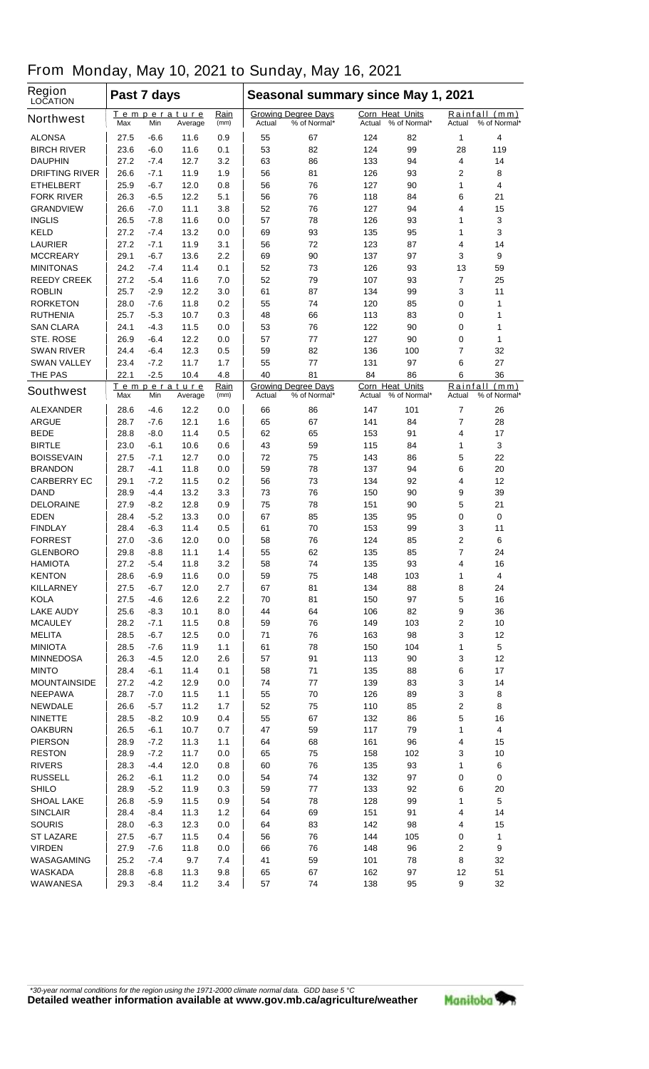# From Monday, May 10, 2021 to Sunday, May 16, 2021

| Region LOCATION | Past 7 days | | | | Seasonal summary since May 1, 2021 | | | | | |
|---|---|---|---|---|---|---|---|---|---|---|
| **Northwest** | Temperature | | | Rain | Growing Degree Days | | Corn Heat Units | | Rainfall (mm) | |
| | Max | Min | Average | (mm) | Actual | % of Normal* | Actual | % of Normal* | Actual | % of Normal* |
| ALONSA | 27.5 | -6.6 | 11.6 | 0.9 | 55 | 67 | 124 | 82 | 1 | 4 |
| BIRCH RIVER | 23.6 | -6.0 | 11.6 | 0.1 | 53 | 82 | 124 | 99 | 28 | 119 |
| DAUPHIN | 27.2 | -7.4 | 12.7 | 3.2 | 63 | 86 | 133 | 94 | 4 | 14 |
| DRIFTING RIVER | 26.6 | -7.1 | 11.9 | 1.9 | 56 | 81 | 126 | 93 | 2 | 8 |
| ETHELBERT | 25.9 | -6.7 | 12.0 | 0.8 | 56 | 76 | 127 | 90 | 1 | 4 |
| FORK RIVER | 26.3 | -6.5 | 12.2 | 5.1 | 56 | 76 | 118 | 84 | 6 | 21 |
| GRANDVIEW | 26.6 | -7.0 | 11.1 | 3.8 | 52 | 76 | 127 | 94 | 4 | 15 |
| INGLIS | 26.5 | -7.8 | 11.6 | 0.0 | 57 | 78 | 126 | 93 | 1 | 3 |
| KELD | 27.2 | -7.4 | 13.2 | 0.0 | 69 | 93 | 135 | 95 | 1 | 3 |
| LAURIER | 27.2 | -7.1 | 11.9 | 3.1 | 56 | 72 | 123 | 87 | 4 | 14 |
| MCCREARY | 29.1 | -6.7 | 13.6 | 2.2 | 69 | 90 | 137 | 97 | 3 | 9 |
| MINITONAS | 24.2 | -7.4 | 11.4 | 0.1 | 52 | 73 | 126 | 93 | 13 | 59 |
| REEDY CREEK | 27.2 | -5.4 | 11.6 | 7.0 | 52 | 79 | 107 | 93 | 7 | 25 |
| ROBLIN | 25.7 | -2.9 | 12.2 | 3.0 | 61 | 87 | 134 | 99 | 3 | 11 |
| RORKETON | 28.0 | -7.6 | 11.8 | 0.2 | 55 | 74 | 120 | 85 | 0 | 1 |
| RUTHENIA | 25.7 | -5.3 | 10.7 | 0.3 | 48 | 66 | 113 | 83 | 0 | 1 |
| SAN CLARA | 24.1 | -4.3 | 11.5 | 0.0 | 53 | 76 | 122 | 90 | 0 | 1 |
| STE. ROSE | 26.9 | -6.4 | 12.2 | 0.0 | 57 | 77 | 127 | 90 | 0 | 1 |
| SWAN RIVER | 24.4 | -6.4 | 12.3 | 0.5 | 59 | 82 | 136 | 100 | 7 | 32 |
| SWAN VALLEY | 23.4 | -7.2 | 11.7 | 1.7 | 55 | 77 | 131 | 97 | 6 | 27 |
| THE PAS | 22.1 | -2.5 | 10.4 | 4.8 | 40 | 81 | 84 | 86 | 6 | 36 |
| **Southwest** | Temperature | | | Rain | Growing Degree Days | | Corn Heat Units | | Rainfall (mm) | |
| | Max | Min | Average | (mm) | Actual | % of Normal* | Actual | % of Normal* | Actual | % of Normal* |
| ALEXANDER | 28.6 | -4.6 | 12.2 | 0.0 | 66 | 86 | 147 | 101 | 7 | 26 |
| ARGUE | 28.7 | -7.6 | 12.1 | 1.6 | 65 | 67 | 141 | 84 | 7 | 28 |
| BEDE | 28.8 | -8.0 | 11.4 | 0.5 | 62 | 65 | 153 | 91 | 4 | 17 |
| BIRTLE | 23.0 | -6.1 | 10.6 | 0.6 | 43 | 59 | 115 | 84 | 1 | 3 |
| BOISSEVAIN | 27.5 | -7.1 | 12.7 | 0.0 | 72 | 75 | 143 | 86 | 5 | 22 |
| BRANDON | 28.7 | -4.1 | 11.8 | 0.0 | 59 | 78 | 137 | 94 | 6 | 20 |
| CARBERRY EC | 29.1 | -7.2 | 11.5 | 0.2 | 56 | 73 | 134 | 92 | 4 | 12 |
| DAND | 28.9 | -4.4 | 13.2 | 3.3 | 73 | 76 | 150 | 90 | 9 | 39 |
| DELORAINE | 27.9 | -8.2 | 12.8 | 0.9 | 75 | 78 | 151 | 90 | 5 | 21 |
| EDEN | 28.4 | -5.2 | 13.3 | 0.0 | 67 | 85 | 135 | 95 | 0 | 0 |
| FINDLAY | 28.4 | -6.3 | 11.4 | 0.5 | 61 | 70 | 153 | 99 | 3 | 11 |
| FORREST | 27.0 | -3.6 | 12.0 | 0.0 | 58 | 76 | 124 | 85 | 2 | 6 |
| GLENBORO | 29.8 | -8.8 | 11.1 | 1.4 | 55 | 62 | 135 | 85 | 7 | 24 |
| HAMIOTA | 27.2 | -5.4 | 11.8 | 3.2 | 58 | 74 | 135 | 93 | 4 | 16 |
| KENTON | 28.6 | -6.9 | 11.6 | 0.0 | 59 | 75 | 148 | 103 | 1 | 4 |
| KILLARNEY | 27.5 | -6.7 | 12.0 | 2.7 | 67 | 81 | 134 | 88 | 8 | 24 |
| KOLA | 27.5 | -4.6 | 12.6 | 2.2 | 70 | 81 | 150 | 97 | 5 | 16 |
| LAKE AUDY | 25.6 | -8.3 | 10.1 | 8.0 | 44 | 64 | 106 | 82 | 9 | 36 |
| MCAULEY | 28.2 | -7.1 | 11.5 | 0.8 | 59 | 76 | 149 | 103 | 2 | 10 |
| MELITA | 28.5 | -6.7 | 12.5 | 0.0 | 71 | 76 | 163 | 98 | 3 | 12 |
| MINIOTA | 28.5 | -7.6 | 11.9 | 1.1 | 61 | 78 | 150 | 104 | 1 | 5 |
| MINNEDOSA | 26.3 | -4.5 | 12.0 | 2.6 | 57 | 91 | 113 | 90 | 3 | 12 |
| MINTO | 28.4 | -6.1 | 11.4 | 0.1 | 58 | 71 | 135 | 88 | 6 | 17 |
| MOUNTAINSIDE | 27.2 | -4.2 | 12.9 | 0.0 | 74 | 77 | 139 | 83 | 3 | 14 |
| NEEPAWA | 28.7 | -7.0 | 11.5 | 1.1 | 55 | 70 | 126 | 89 | 3 | 8 |
| NEWDALE | 26.6 | -5.7 | 11.2 | 1.7 | 52 | 75 | 110 | 85 | 2 | 8 |
| NINETTE | 28.5 | -8.2 | 10.9 | 0.4 | 55 | 67 | 132 | 86 | 5 | 16 |
| OAKBURN | 26.5 | -6.1 | 10.7 | 0.7 | 47 | 59 | 117 | 79 | 1 | 4 |
| PIERSON | 28.9 | -7.2 | 11.3 | 1.1 | 64 | 68 | 161 | 96 | 4 | 15 |
| RESTON | 28.9 | -7.2 | 11.7 | 0.0 | 65 | 75 | 158 | 102 | 3 | 10 |
| RIVERS | 28.3 | -4.4 | 12.0 | 0.8 | 60 | 76 | 135 | 93 | 1 | 6 |
| RUSSELL | 26.2 | -6.1 | 11.2 | 0.0 | 54 | 74 | 132 | 97 | 0 | 0 |
| SHILO | 28.9 | -5.2 | 11.9 | 0.3 | 59 | 77 | 133 | 92 | 6 | 20 |
| SHOAL LAKE | 26.8 | -5.9 | 11.5 | 0.9 | 54 | 78 | 128 | 99 | 1 | 5 |
| SINCLAIR | 28.4 | -8.4 | 11.3 | 1.2 | 64 | 69 | 151 | 91 | 4 | 14 |
| SOURIS | 28.0 | -6.3 | 12.3 | 0.0 | 64 | 83 | 142 | 98 | 4 | 15 |
| ST LAZARE | 27.5 | -6.7 | 11.5 | 0.4 | 56 | 76 | 144 | 105 | 0 | 1 |
| VIRDEN | 27.9 | -7.6 | 11.8 | 0.0 | 66 | 76 | 148 | 96 | 2 | 9 |
| WASAGAMING | 25.2 | -7.4 | 9.7 | 7.4 | 41 | 59 | 101 | 78 | 8 | 32 |
| WASKADA | 28.8 | -6.8 | 11.3 | 9.8 | 65 | 67 | 162 | 97 | 12 | 51 |
| WAWANESA | 29.3 | -8.4 | 11.2 | 3.4 | 57 | 74 | 138 | 95 | 9 | 32 |

*30-year normal conditions for the region using the 1971-2000 climate normal data. GDD base 5 °C

**Detailed weather information available at www.gov.mb.ca/agriculture/weather**